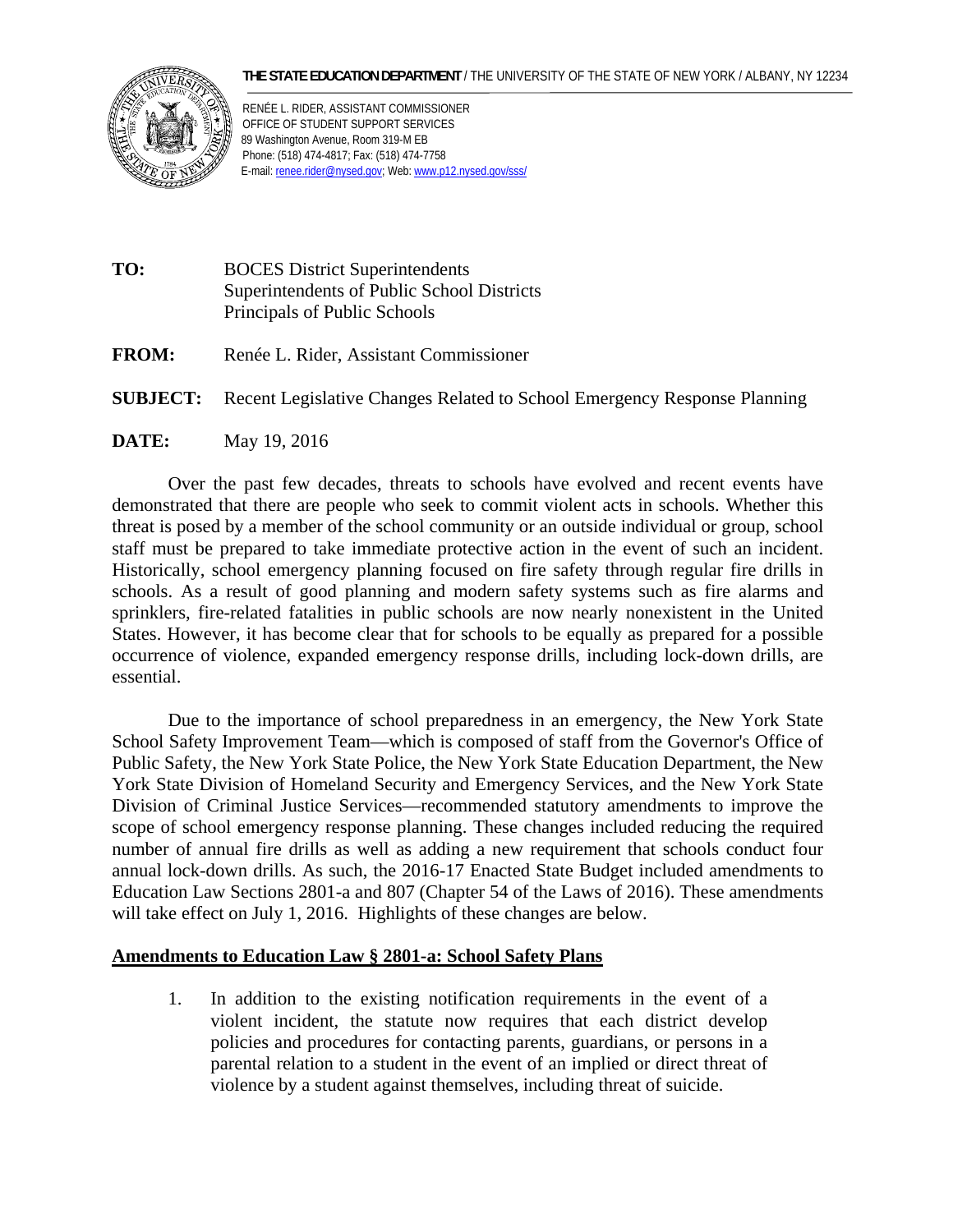**THE STATE EDUCATION DEPARTMENT** / THE UNIVERSITY OF THE STATE OF NEW YORK / ALBANY, NY 12234

RENÉE L. RIDER, ASSISTANT COMMISSIONER
OFFICE OF STUDENT SUPPORT SERVICES
89 Washington Avenue, Room 319-M EB
Phone: (518) 474-4817; Fax: (518) 474-7758
E-mail: renee.rider@nysed.gov; Web: www.p12.nysed.gov/sss/

**TO:** BOCES District Superintendents
Superintendents of Public School Districts
Principals of Public Schools

**FROM:** Renée L. Rider, Assistant Commissioner

**SUBJECT:** Recent Legislative Changes Related to School Emergency Response Planning

**DATE:** May 19, 2016

Over the past few decades, threats to schools have evolved and recent events have demonstrated that there are people who seek to commit violent acts in schools. Whether this threat is posed by a member of the school community or an outside individual or group, school staff must be prepared to take immediate protective action in the event of such an incident. Historically, school emergency planning focused on fire safety through regular fire drills in schools. As a result of good planning and modern safety systems such as fire alarms and sprinklers, fire-related fatalities in public schools are now nearly nonexistent in the United States. However, it has become clear that for schools to be equally as prepared for a possible occurrence of violence, expanded emergency response drills, including lock-down drills, are essential.

Due to the importance of school preparedness in an emergency, the New York State School Safety Improvement Team—which is composed of staff from the Governor's Office of Public Safety, the New York State Police, the New York State Education Department, the New York State Division of Homeland Security and Emergency Services, and the New York State Division of Criminal Justice Services—recommended statutory amendments to improve the scope of school emergency response planning. These changes included reducing the required number of annual fire drills as well as adding a new requirement that schools conduct four annual lock-down drills. As such, the 2016-17 Enacted State Budget included amendments to Education Law Sections 2801-a and 807 (Chapter 54 of the Laws of 2016). These amendments will take effect on July 1, 2016. Highlights of these changes are below.

**Amendments to Education Law § 2801-a: School Safety Plans**

1. In addition to the existing notification requirements in the event of a violent incident, the statute now requires that each district develop policies and procedures for contacting parents, guardians, or persons in a parental relation to a student in the event of an implied or direct threat of violence by a student against themselves, including threat of suicide.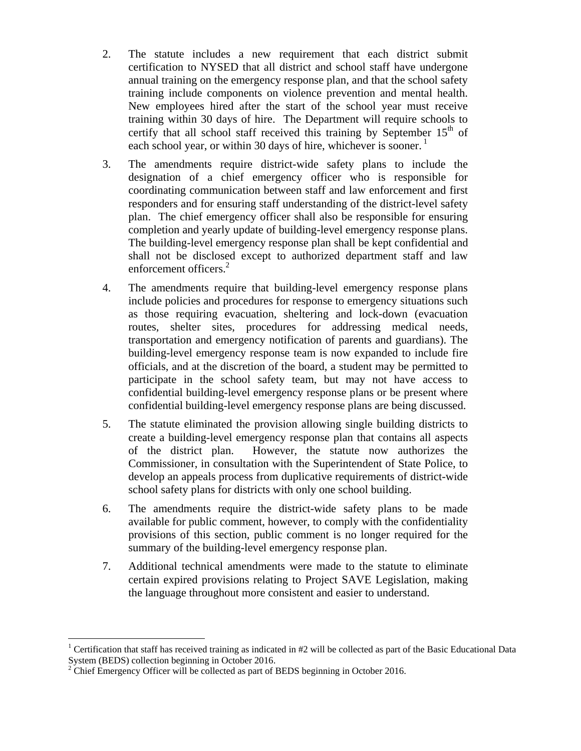2. The statute includes a new requirement that each district submit certification to NYSED that all district and school staff have undergone annual training on the emergency response plan, and that the school safety training include components on violence prevention and mental health. New employees hired after the start of the school year must receive training within 30 days of hire. The Department will require schools to certify that all school staff received this training by September 15th of each school year, or within 30 days of hire, whichever is sooner. [1]

3. The amendments require district-wide safety plans to include the designation of a chief emergency officer who is responsible for coordinating communication between staff and law enforcement and first responders and for ensuring staff understanding of the district-level safety plan. The chief emergency officer shall also be responsible for ensuring completion and yearly update of building-level emergency response plans. The building-level emergency response plan shall be kept confidential and shall not be disclosed except to authorized department staff and law enforcement officers.[2]

4. The amendments require that building-level emergency response plans include policies and procedures for response to emergency situations such as those requiring evacuation, sheltering and lock-down (evacuation routes, shelter sites, procedures for addressing medical needs, transportation and emergency notification of parents and guardians). The building-level emergency response team is now expanded to include fire officials, and at the discretion of the board, a student may be permitted to participate in the school safety team, but may not have access to confidential building-level emergency response plans or be present where confidential building-level emergency response plans are being discussed.

5. The statute eliminated the provision allowing single building districts to create a building-level emergency response plan that contains all aspects of the district plan. However, the statute now authorizes the Commissioner, in consultation with the Superintendent of State Police, to develop an appeals process from duplicative requirements of district-wide school safety plans for districts with only one school building.

6. The amendments require the district-wide safety plans to be made available for public comment, however, to comply with the confidentiality provisions of this section, public comment is no longer required for the summary of the building-level emergency response plan.

7. Additional technical amendments were made to the statute to eliminate certain expired provisions relating to Project SAVE Legislation, making the language throughout more consistent and easier to understand.

---

[1] Certification that staff has received training as indicated in #2 will be collected as part of the Basic Educational Data System (BEDS) collection beginning in October 2016.

[2] Chief Emergency Officer will be collected as part of BEDS beginning in October 2016.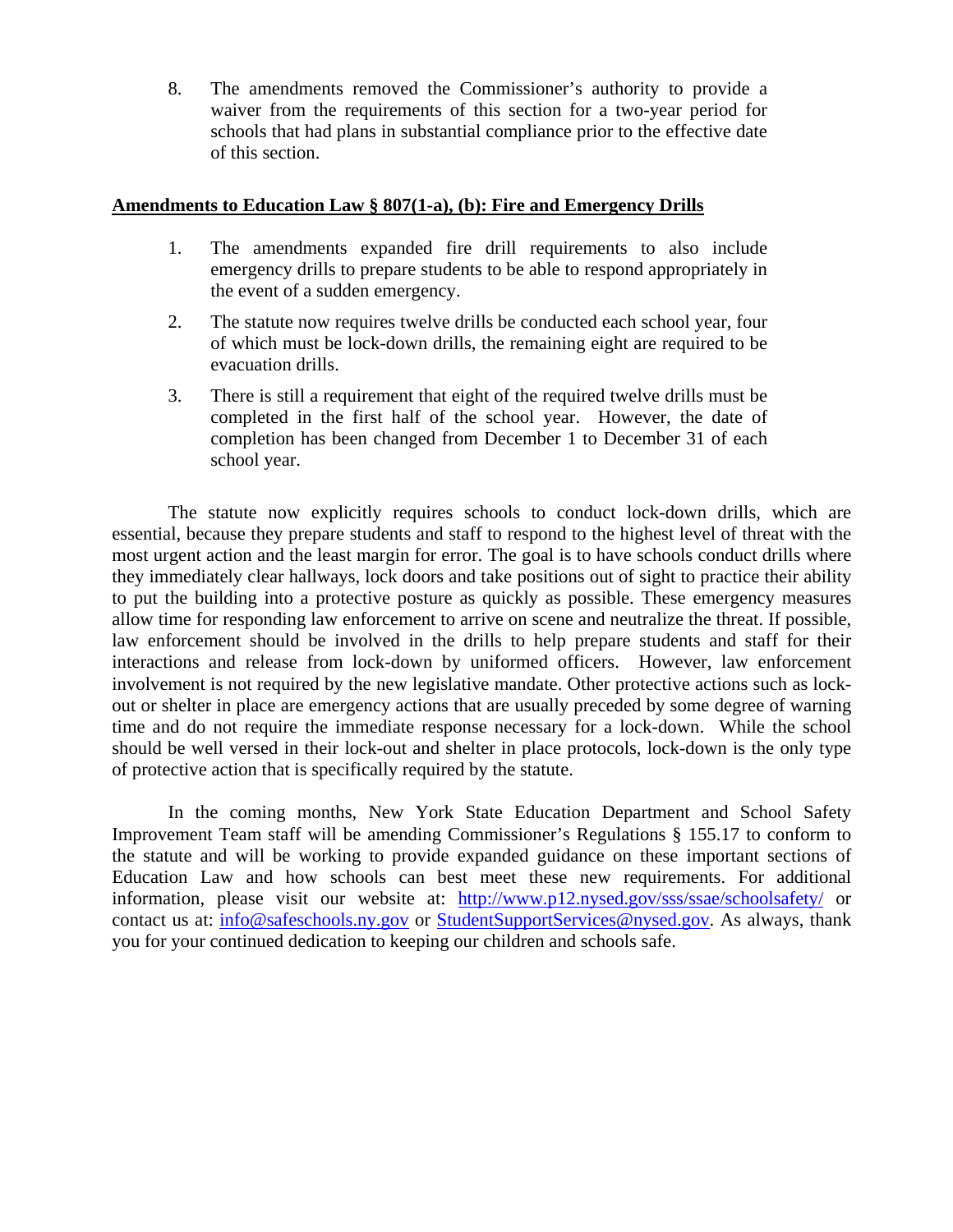8. The amendments removed the Commissioner's authority to provide a waiver from the requirements of this section for a two-year period for schools that had plans in substantial compliance prior to the effective date of this section.

**<u>Amendments to Education Law § 807(1-a), (b): Fire and Emergency Drills</u>**

1. The amendments expanded fire drill requirements to also include emergency drills to prepare students to be able to respond appropriately in the event of a sudden emergency.
2. The statute now requires twelve drills be conducted each school year, four of which must be lock-down drills, the remaining eight are required to be evacuation drills.
3. There is still a requirement that eight of the required twelve drills must be completed in the first half of the school year. However, the date of completion has been changed from December 1 to December 31 of each school year.

The statute now explicitly requires schools to conduct lock-down drills, which are essential, because they prepare students and staff to respond to the highest level of threat with the most urgent action and the least margin for error. The goal is to have schools conduct drills where they immediately clear hallways, lock doors and take positions out of sight to practice their ability to put the building into a protective posture as quickly as possible. These emergency measures allow time for responding law enforcement to arrive on scene and neutralize the threat. If possible, law enforcement should be involved in the drills to help prepare students and staff for their interactions and release from lock-down by uniformed officers. However, law enforcement involvement is not required by the new legislative mandate. Other protective actions such as lock-out or shelter in place are emergency actions that are usually preceded by some degree of warning time and do not require the immediate response necessary for a lock-down. While the school should be well versed in their lock-out and shelter in place protocols, lock-down is the only type of protective action that is specifically required by the statute.

In the coming months, New York State Education Department and School Safety Improvement Team staff will be amending Commissioner's Regulations § 155.17 to conform to the statute and will be working to provide expanded guidance on these important sections of Education Law and how schools can best meet these new requirements. For additional information, please visit our website at: http://www.p12.nysed.gov/sss/ssae/schoolsafety/ or contact us at: info@safeschools.ny.gov or StudentSupportServices@nysed.gov. As always, thank you for your continued dedication to keeping our children and schools safe.